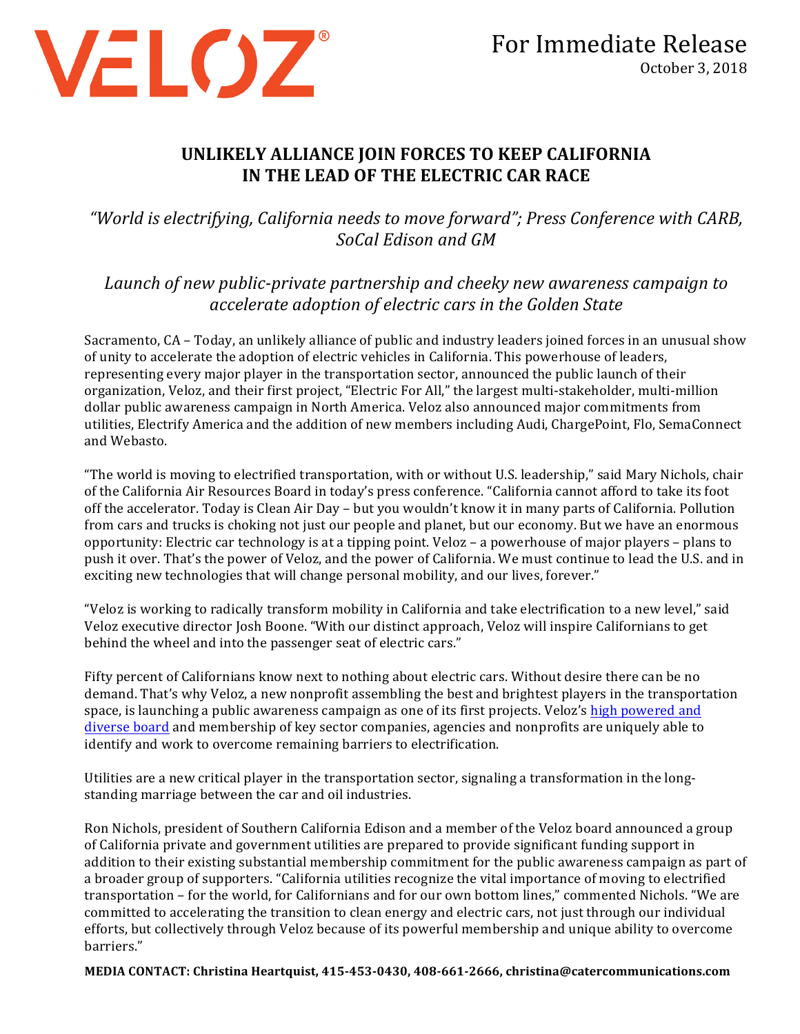VELOZ®

For Immediate Release
October 3, 2018

# UNLIKELY ALLIANCE JOIN FORCES TO KEEP CALIFORNIA IN THE LEAD OF THE ELECTRIC CAR RACE

*"World is electrifying, California needs to move forward"; Press Conference with CARB, SoCal Edison and GM*

*Launch of new public-private partnership and cheeky new awareness campaign to accelerate adoption of electric cars in the Golden State*

Sacramento, CA – Today, an unlikely alliance of public and industry leaders joined forces in an unusual show of unity to accelerate the adoption of electric vehicles in California. This powerhouse of leaders, representing every major player in the transportation sector, announced the public launch of their organization, Veloz, and their first project, "Electric For All," the largest multi-stakeholder, multi-million dollar public awareness campaign in North America. Veloz also announced major commitments from utilities, Electrify America and the addition of new members including Audi, ChargePoint, Flo, SemaConnect and Webasto.

"The world is moving to electrified transportation, with or without U.S. leadership," said Mary Nichols, chair of the California Air Resources Board in today's press conference. "California cannot afford to take its foot off the accelerator. Today is Clean Air Day – but you wouldn't know it in many parts of California. Pollution from cars and trucks is choking not just our people and planet, but our economy. But we have an enormous opportunity: Electric car technology is at a tipping point. Veloz – a powerhouse of major players – plans to push it over. That's the power of Veloz, and the power of California. We must continue to lead the U.S. and in exciting new technologies that will change personal mobility, and our lives, forever."

"Veloz is working to radically transform mobility in California and take electrification to a new level," said Veloz executive director Josh Boone. "With our distinct approach, Veloz will inspire Californians to get behind the wheel and into the passenger seat of electric cars."

Fifty percent of Californians know next to nothing about electric cars. Without desire there can be no demand. That's why Veloz, a new nonprofit assembling the best and brightest players in the transportation space, is launching a public awareness campaign as one of its first projects. Veloz's high powered and diverse board and membership of key sector companies, agencies and nonprofits are uniquely able to identify and work to overcome remaining barriers to electrification.

Utilities are a new critical player in the transportation sector, signaling a transformation in the long-standing marriage between the car and oil industries.

Ron Nichols, president of Southern California Edison and a member of the Veloz board announced a group of California private and government utilities are prepared to provide significant funding support in addition to their existing substantial membership commitment for the public awareness campaign as part of a broader group of supporters. "California utilities recognize the vital importance of moving to electrified transportation – for the world, for Californians and for our own bottom lines," commented Nichols. "We are committed to accelerating the transition to clean energy and electric cars, not just through our individual efforts, but collectively through Veloz because of its powerful membership and unique ability to overcome barriers."

**MEDIA CONTACT: Christina Heartquist, 415-453-0430, 408-661-2666, christina@catercommunications.com**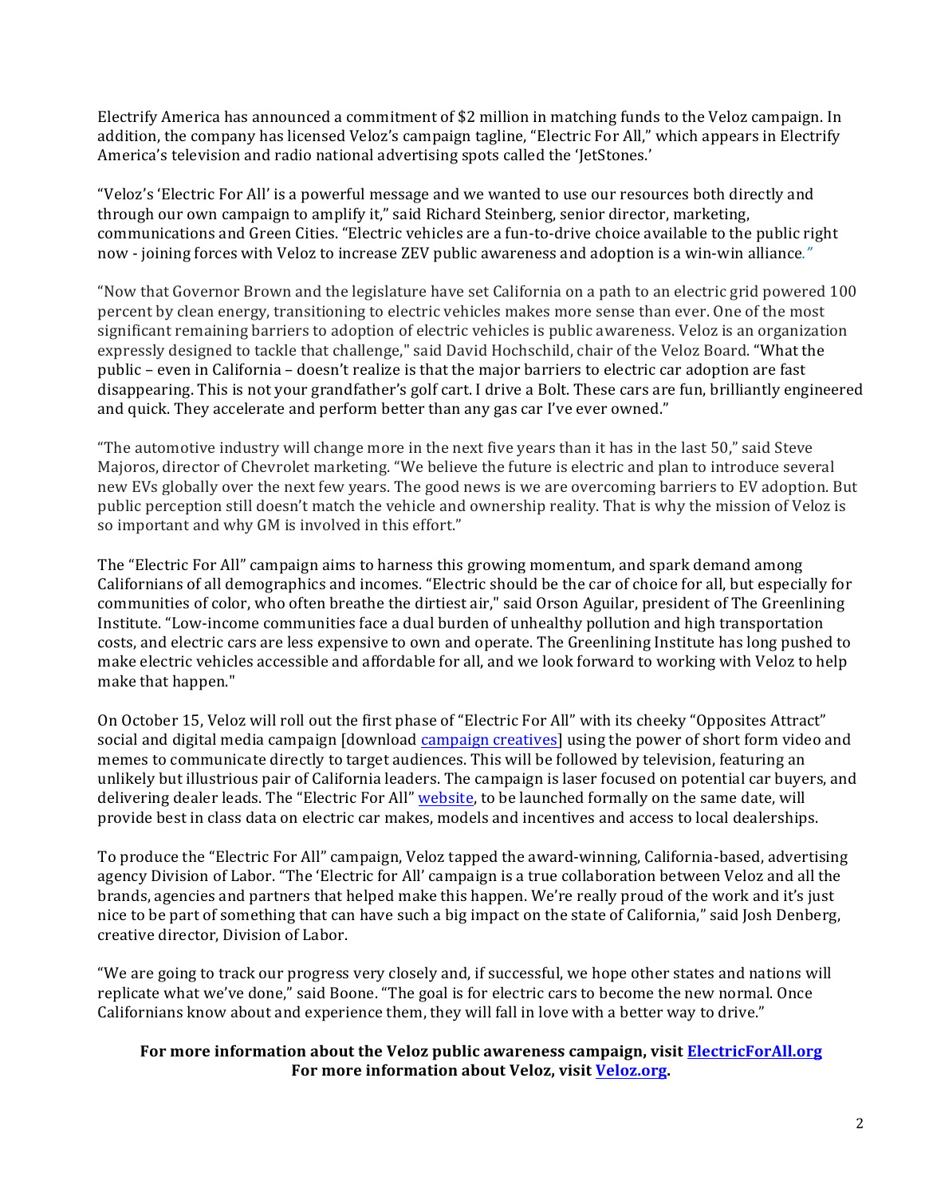Electrify America has announced a commitment of $2 million in matching funds to the Veloz campaign. In addition, the company has licensed Veloz's campaign tagline, "Electric For All," which appears in Electrify America's television and radio national advertising spots called the 'JetStones.'

"Veloz's 'Electric For All' is a powerful message and we wanted to use our resources both directly and through our own campaign to amplify it," said Richard Steinberg, senior director, marketing, communications and Green Cities. "Electric vehicles are a fun-to-drive choice available to the public right now - joining forces with Veloz to increase ZEV public awareness and adoption is a win-win alliance."

"Now that Governor Brown and the legislature have set California on a path to an electric grid powered 100 percent by clean energy, transitioning to electric vehicles makes more sense than ever. One of the most significant remaining barriers to adoption of electric vehicles is public awareness. Veloz is an organization expressly designed to tackle that challenge," said David Hochschild, chair of the Veloz Board. "What the public – even in California – doesn't realize is that the major barriers to electric car adoption are fast disappearing. This is not your grandfather's golf cart. I drive a Bolt. These cars are fun, brilliantly engineered and quick. They accelerate and perform better than any gas car I've ever owned."

"The automotive industry will change more in the next five years than it has in the last 50," said Steve Majoros, director of Chevrolet marketing. "We believe the future is electric and plan to introduce several new EVs globally over the next few years. The good news is we are overcoming barriers to EV adoption. But public perception still doesn't match the vehicle and ownership reality. That is why the mission of Veloz is so important and why GM is involved in this effort."

The "Electric For All" campaign aims to harness this growing momentum, and spark demand among Californians of all demographics and incomes. "Electric should be the car of choice for all, but especially for communities of color, who often breathe the dirtiest air," said Orson Aguilar, president of The Greenlining Institute. "Low-income communities face a dual burden of unhealthy pollution and high transportation costs, and electric cars are less expensive to own and operate. The Greenlining Institute has long pushed to make electric vehicles accessible and affordable for all, and we look forward to working with Veloz to help make that happen."

On October 15, Veloz will roll out the first phase of "Electric For All" with its cheeky "Opposites Attract" social and digital media campaign [download campaign creatives] using the power of short form video and memes to communicate directly to target audiences. This will be followed by television, featuring an unlikely but illustrious pair of California leaders. The campaign is laser focused on potential car buyers, and delivering dealer leads. The "Electric For All" website, to be launched formally on the same date, will provide best in class data on electric car makes, models and incentives and access to local dealerships.

To produce the "Electric For All" campaign, Veloz tapped the award-winning, California-based, advertising agency Division of Labor. "The 'Electric for All' campaign is a true collaboration between Veloz and all the brands, agencies and partners that helped make this happen. We're really proud of the work and it's just nice to be part of something that can have such a big impact on the state of California," said Josh Denberg, creative director, Division of Labor.

"We are going to track our progress very closely and, if successful, we hope other states and nations will replicate what we've done," said Boone. "The goal is for electric cars to become the new normal. Once Californians know about and experience them, they will fall in love with a better way to drive."

**For more information about the Veloz public awareness campaign, visit ElectricForAll.org**
**For more information about Veloz, visit Veloz.org.**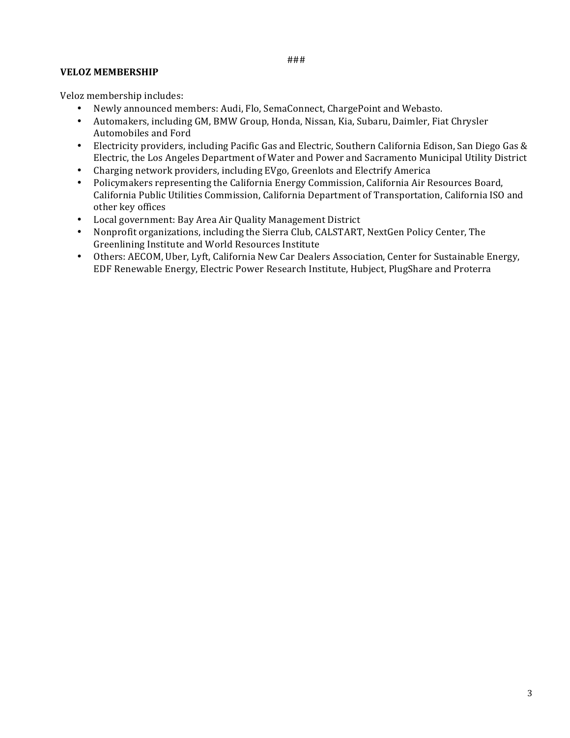###

**VELOZ MEMBERSHIP**

Veloz membership includes:

- Newly announced members: Audi, Flo, SemaConnect, ChargePoint and Webasto.
- Automakers, including GM, BMW Group, Honda, Nissan, Kia, Subaru, Daimler, Fiat Chrysler Automobiles and Ford
- Electricity providers, including Pacific Gas and Electric, Southern California Edison, San Diego Gas & Electric, the Los Angeles Department of Water and Power and Sacramento Municipal Utility District
- Charging network providers, including EVgo, Greenlots and Electrify America
- Policymakers representing the California Energy Commission, California Air Resources Board, California Public Utilities Commission, California Department of Transportation, California ISO and other key offices
- Local government: Bay Area Air Quality Management District
- Nonprofit organizations, including the Sierra Club, CALSTART, NextGen Policy Center, The Greenlining Institute and World Resources Institute
- Others: AECOM, Uber, Lyft, California New Car Dealers Association, Center for Sustainable Energy, EDF Renewable Energy, Electric Power Research Institute, Hubject, PlugShare and Proterra